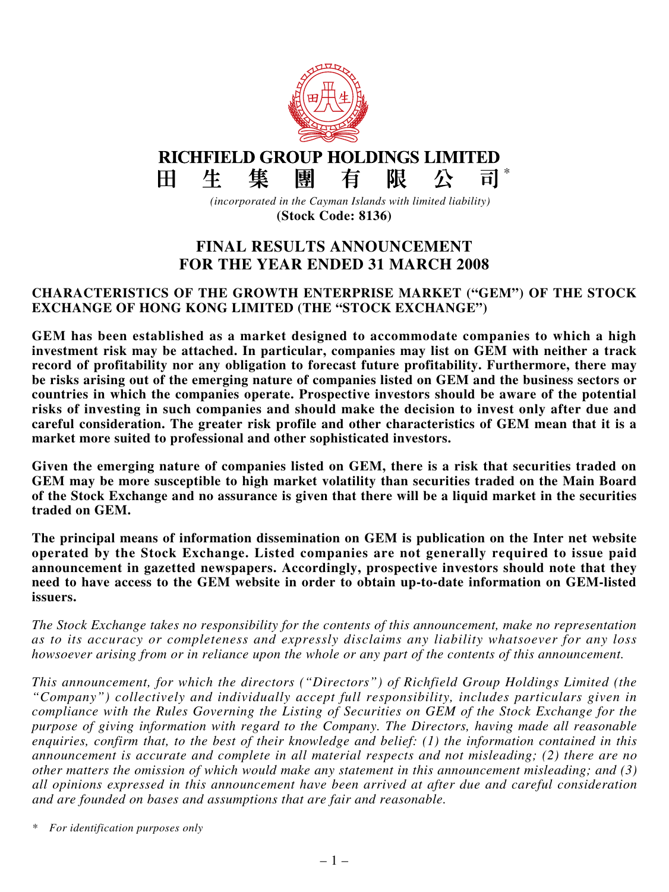# RICHFIELD GROUP HOLDINGS LIMITED
# 田生集團有限公司*

*(incorporated in the Cayman Islands with limited liability)*

**(Stock Code: 8136)**

## FINAL RESULTS ANNOUNCEMENT FOR THE YEAR ENDED 31 MARCH 2008

### CHARACTERISTICS OF THE GROWTH ENTERPRISE MARKET ("GEM") OF THE STOCK EXCHANGE OF HONG KONG LIMITED (THE "STOCK EXCHANGE")

**GEM has been established as a market designed to accommodate companies to which a high investment risk may be attached. In particular, companies may list on GEM with neither a track record of profitability nor any obligation to forecast future profitability. Furthermore, there may be risks arising out of the emerging nature of companies listed on GEM and the business sectors or countries in which the companies operate. Prospective investors should be aware of the potential risks of investing in such companies and should make the decision to invest only after due and careful consideration. The greater risk profile and other characteristics of GEM mean that it is a market more suited to professional and other sophisticated investors.**

**Given the emerging nature of companies listed on GEM, there is a risk that securities traded on GEM may be more susceptible to high market volatility than securities traded on the Main Board of the Stock Exchange and no assurance is given that there will be a liquid market in the securities traded on GEM.**

**The principal means of information dissemination on GEM is publication on the Inter net website operated by the Stock Exchange. Listed companies are not generally required to issue paid announcement in gazetted newspapers. Accordingly, prospective investors should note that they need to have access to the GEM website in order to obtain up-to-date information on GEM-listed issuers.**

*The Stock Exchange takes no responsibility for the contents of this announcement, make no representation as to its accuracy or completeness and expressly disclaims any liability whatsoever for any loss howsoever arising from or in reliance upon the whole or any part of the contents of this announcement.*

*This announcement, for which the directors ("Directors") of Richfield Group Holdings Limited (the "Company") collectively and individually accept full responsibility, includes particulars given in compliance with the Rules Governing the Listing of Securities on GEM of the Stock Exchange for the purpose of giving information with regard to the Company. The Directors, having made all reasonable enquiries, confirm that, to the best of their knowledge and belief: (1) the information contained in this announcement is accurate and complete in all material respects and not misleading; (2) there are no other matters the omission of which would make any statement in this announcement misleading; and (3) all opinions expressed in this announcement have been arrived at after due and careful consideration and are founded on bases and assumptions that are fair and reasonable.*

\* *For identification purposes only*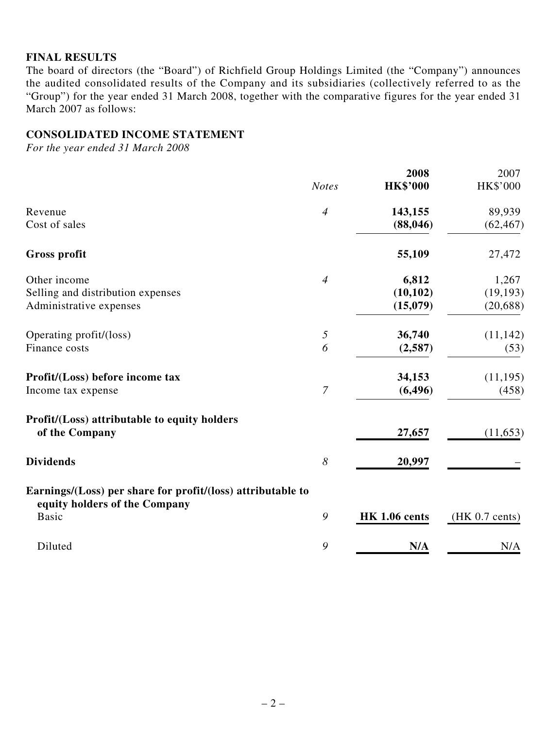## FINAL RESULTS

The board of directors (the "Board") of Richfield Group Holdings Limited (the "Company") announces the audited consolidated results of the Company and its subsidiaries (collectively referred to as the "Group") for the year ended 31 March 2008, together with the comparative figures for the year ended 31 March 2007 as follows:

## CONSOLIDATED INCOME STATEMENT

*For the year ended 31 March 2008*

| | *Notes* | **2008** **HK$'000** | 2007 HK$'000 |
|---|---|---|---|
| Revenue | *4* | **143,155** | 89,939 |
| Cost of sales | | **(88,046)** | (62,467) |
| **Gross profit** | | **55,109** | 27,472 |
| Other income | *4* | **6,812** | 1,267 |
| Selling and distribution expenses | | **(10,102)** | (19,193) |
| Administrative expenses | | **(15,079)** | (20,688) |
| Operating profit/(loss) | *5* | **36,740** | (11,142) |
| Finance costs | *6* | **(2,587)** | (53) |
| **Profit/(Loss) before income tax** | | **34,153** | (11,195) |
| Income tax expense | *7* | **(6,496)** | (458) |
| **Profit/(Loss) attributable to equity holders of the Company** | | **27,657** | (11,653) |
| **Dividends** | *8* | **20,997** | – |
| **Earnings/(Loss) per share for profit/(loss) attributable to equity holders of the Company** | | | |
| Basic | *9* | **HK 1.06 cents** | (HK 0.7 cents) |
| Diluted | *9* | **N/A** | N/A |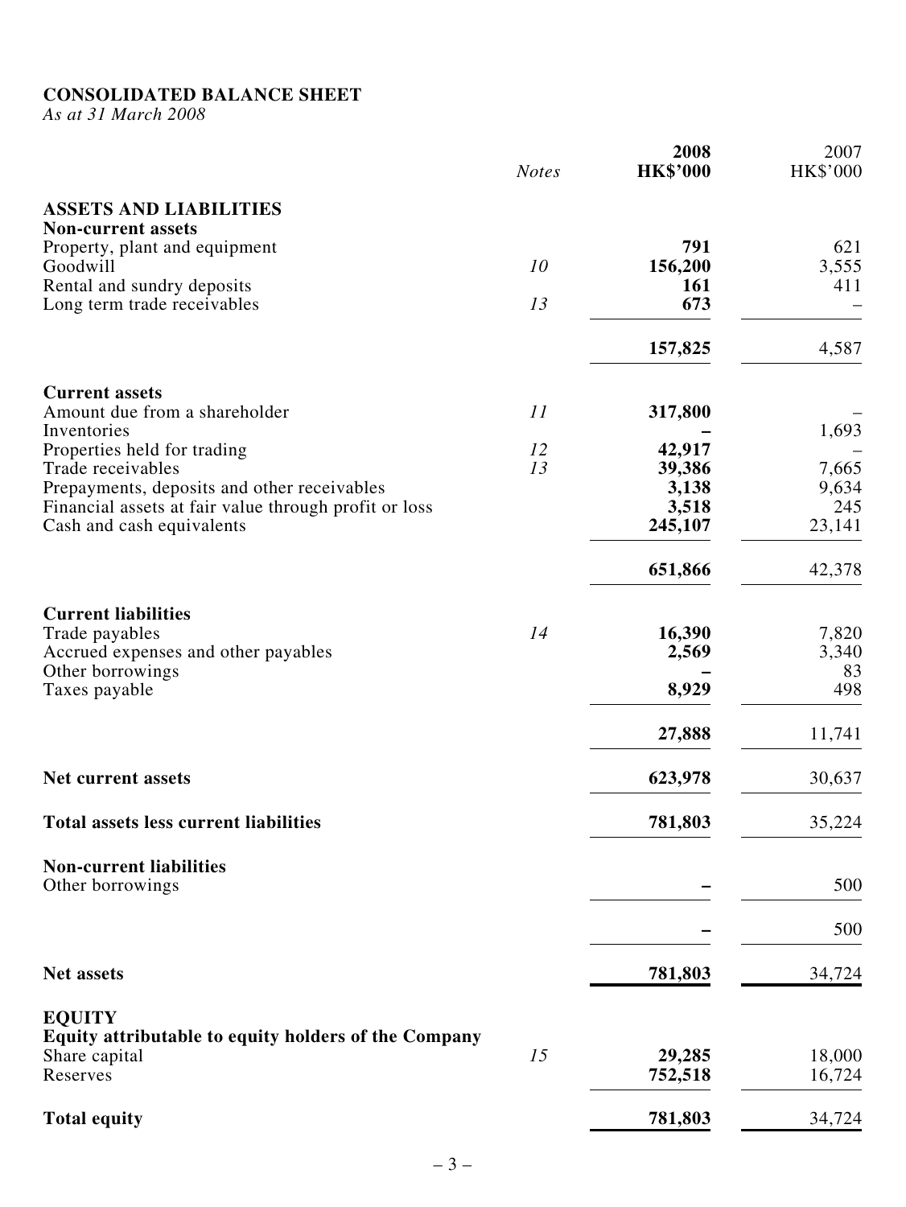**CONSOLIDATED BALANCE SHEET**
*As at 31 March 2008*

| | *Notes* | **2008 HK$'000** | 2007 HK$'000 |
|---|---|---|---|
| **ASSETS AND LIABILITIES** | | | |
| **Non-current assets** | | | |
| Property, plant and equipment | | **791** | 621 |
| Goodwill | *10* | **156,200** | 3,555 |
| Rental and sundry deposits | | **161** | 411 |
| Long term trade receivables | *13* | **673** | – |
| | | **157,825** | 4,587 |
| **Current assets** | | | |
| Amount due from a shareholder | *11* | **317,800** | – |
| Inventories | | **–** | 1,693 |
| Properties held for trading | *12* | **42,917** | – |
| Trade receivables | *13* | **39,386** | 7,665 |
| Prepayments, deposits and other receivables | | **3,138** | 9,634 |
| Financial assets at fair value through profit or loss | | **3,518** | 245 |
| Cash and cash equivalents | | **245,107** | 23,141 |
| | | **651,866** | 42,378 |
| **Current liabilities** | | | |
| Trade payables | *14* | **16,390** | 7,820 |
| Accrued expenses and other payables | | **2,569** | 3,340 |
| Other borrowings | | **–** | 83 |
| Taxes payable | | **8,929** | 498 |
| | | **27,888** | 11,741 |
| **Net current assets** | | **623,978** | 30,637 |
| **Total assets less current liabilities** | | **781,803** | 35,224 |
| **Non-current liabilities** | | | |
| Other borrowings | | **–** | 500 |
| | | **–** | 500 |
| **Net assets** | | **781,803** | 34,724 |
| **EQUITY** | | | |
| **Equity attributable to equity holders of the Company** | | | |
| Share capital | *15* | **29,285** | 18,000 |
| Reserves | | **752,518** | 16,724 |
| **Total equity** | | **781,803** | 34,724 |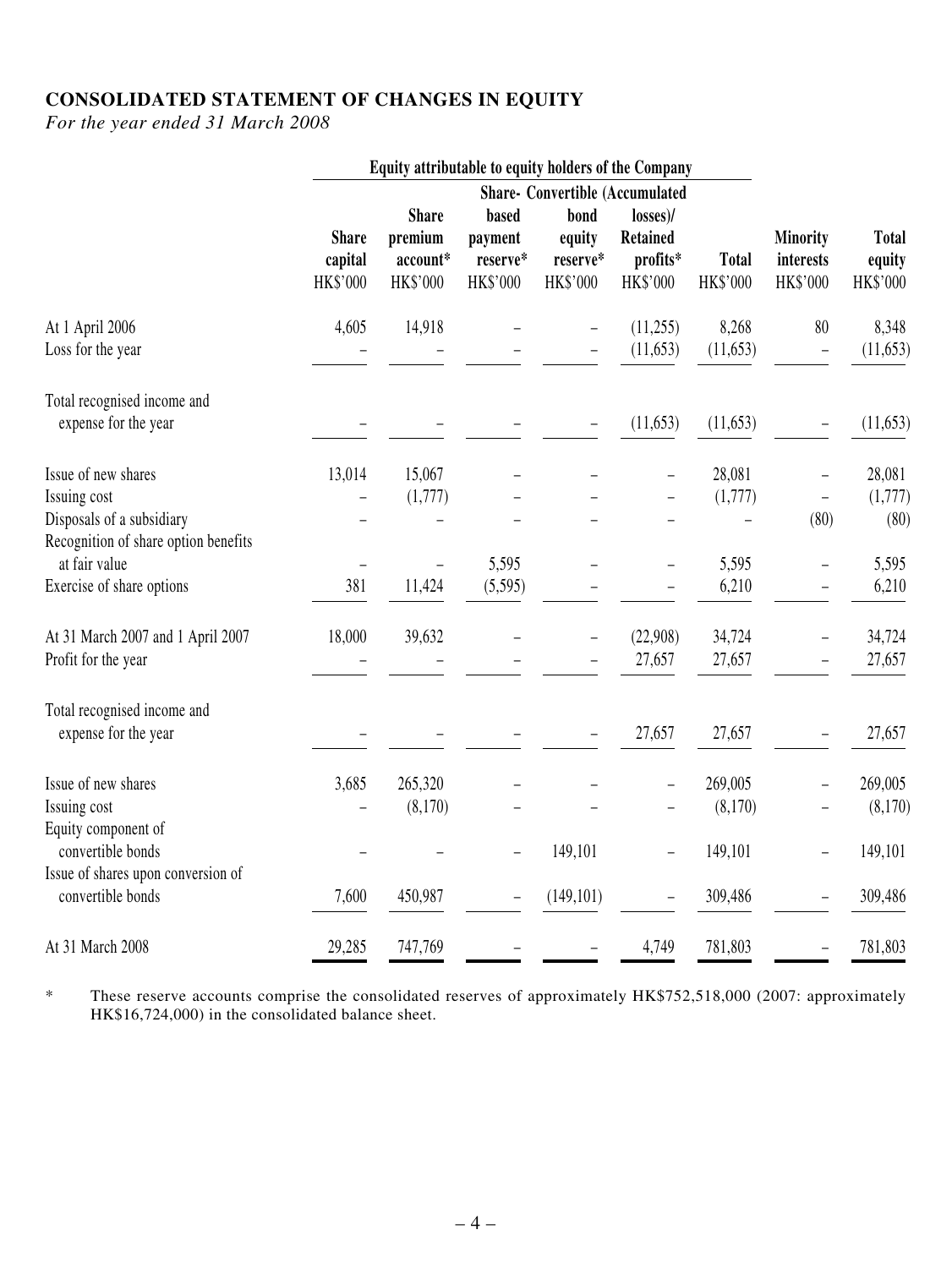## CONSOLIDATED STATEMENT OF CHANGES IN EQUITY

*For the year ended 31 March 2008*

| | Equity attributable to equity holders of the Company | | | | | | | |
|---|---|---|---|---|---|---|---|---|
| | Share capital HK$'000 | Share premium account* HK$'000 | Share-based payment reserve* HK$'000 | Convertible bond equity reserve* HK$'000 | (Accumulated losses)/ Retained profits* HK$'000 | Total HK$'000 | Minority interests HK$'000 | Total equity HK$'000 |
| At 1 April 2006 | 4,605 | 14,918 | – | – | (11,255) | 8,268 | 80 | 8,348 |
| Loss for the year | – | – | – | – | (11,653) | (11,653) | – | (11,653) |
| Total recognised income and expense for the year | – | – | – | – | (11,653) | (11,653) | – | (11,653) |
| Issue of new shares | 13,014 | 15,067 | – | – | – | 28,081 | – | 28,081 |
| Issuing cost | – | (1,777) | – | – | – | (1,777) | – | (1,777) |
| Disposals of a subsidiary | – | – | – | – | – | – | (80) | (80) |
| Recognition of share option benefits at fair value | – | – | 5,595 | – | – | 5,595 | – | 5,595 |
| Exercise of share options | 381 | 11,424 | (5,595) | – | – | 6,210 | – | 6,210 |
| At 31 March 2007 and 1 April 2007 | 18,000 | 39,632 | – | – | (22,908) | 34,724 | – | 34,724 |
| Profit for the year | – | – | – | – | 27,657 | 27,657 | – | 27,657 |
| Total recognised income and expense for the year | – | – | – | – | 27,657 | 27,657 | – | 27,657 |
| Issue of new shares | 3,685 | 265,320 | – | – | – | 269,005 | – | 269,005 |
| Issuing cost | – | (8,170) | – | – | – | (8,170) | – | (8,170) |
| Equity component of convertible bonds | – | – | – | 149,101 | – | 149,101 | – | 149,101 |
| Issue of shares upon conversion of convertible bonds | 7,600 | 450,987 | – | (149,101) | – | 309,486 | – | 309,486 |
| At 31 March 2008 | 29,285 | 747,769 | – | – | 4,749 | 781,803 | – | 781,803 |

\* These reserve accounts comprise the consolidated reserves of approximately HK$752,518,000 (2007: approximately HK$16,724,000) in the consolidated balance sheet.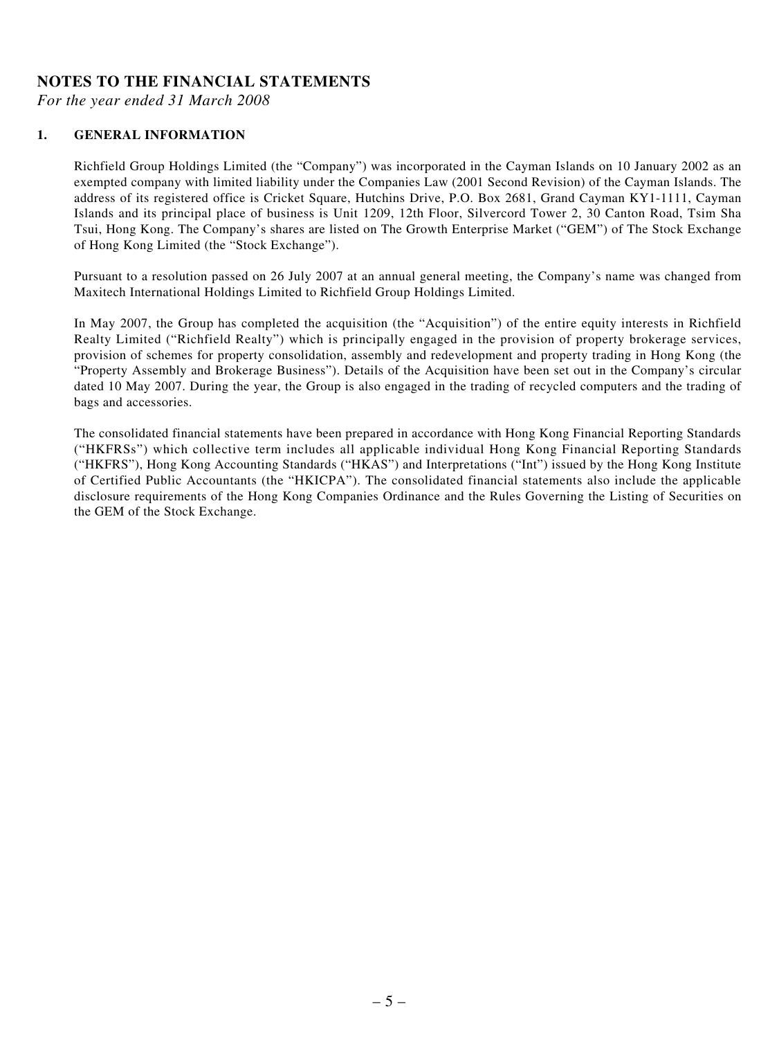## NOTES TO THE FINANCIAL STATEMENTS

*For the year ended 31 March 2008*

### 1. GENERAL INFORMATION

Richfield Group Holdings Limited (the "Company") was incorporated in the Cayman Islands on 10 January 2002 as an exempted company with limited liability under the Companies Law (2001 Second Revision) of the Cayman Islands. The address of its registered office is Cricket Square, Hutchins Drive, P.O. Box 2681, Grand Cayman KY1-1111, Cayman Islands and its principal place of business is Unit 1209, 12th Floor, Silvercord Tower 2, 30 Canton Road, Tsim Sha Tsui, Hong Kong. The Company's shares are listed on The Growth Enterprise Market ("GEM") of The Stock Exchange of Hong Kong Limited (the "Stock Exchange").

Pursuant to a resolution passed on 26 July 2007 at an annual general meeting, the Company's name was changed from Maxitech International Holdings Limited to Richfield Group Holdings Limited.

In May 2007, the Group has completed the acquisition (the "Acquisition") of the entire equity interests in Richfield Realty Limited ("Richfield Realty") which is principally engaged in the provision of property brokerage services, provision of schemes for property consolidation, assembly and redevelopment and property trading in Hong Kong (the "Property Assembly and Brokerage Business"). Details of the Acquisition have been set out in the Company's circular dated 10 May 2007. During the year, the Group is also engaged in the trading of recycled computers and the trading of bags and accessories.

The consolidated financial statements have been prepared in accordance with Hong Kong Financial Reporting Standards ("HKFRSs") which collective term includes all applicable individual Hong Kong Financial Reporting Standards ("HKFRS"), Hong Kong Accounting Standards ("HKAS") and Interpretations ("Int") issued by the Hong Kong Institute of Certified Public Accountants (the "HKICPA"). The consolidated financial statements also include the applicable disclosure requirements of the Hong Kong Companies Ordinance and the Rules Governing the Listing of Securities on the GEM of the Stock Exchange.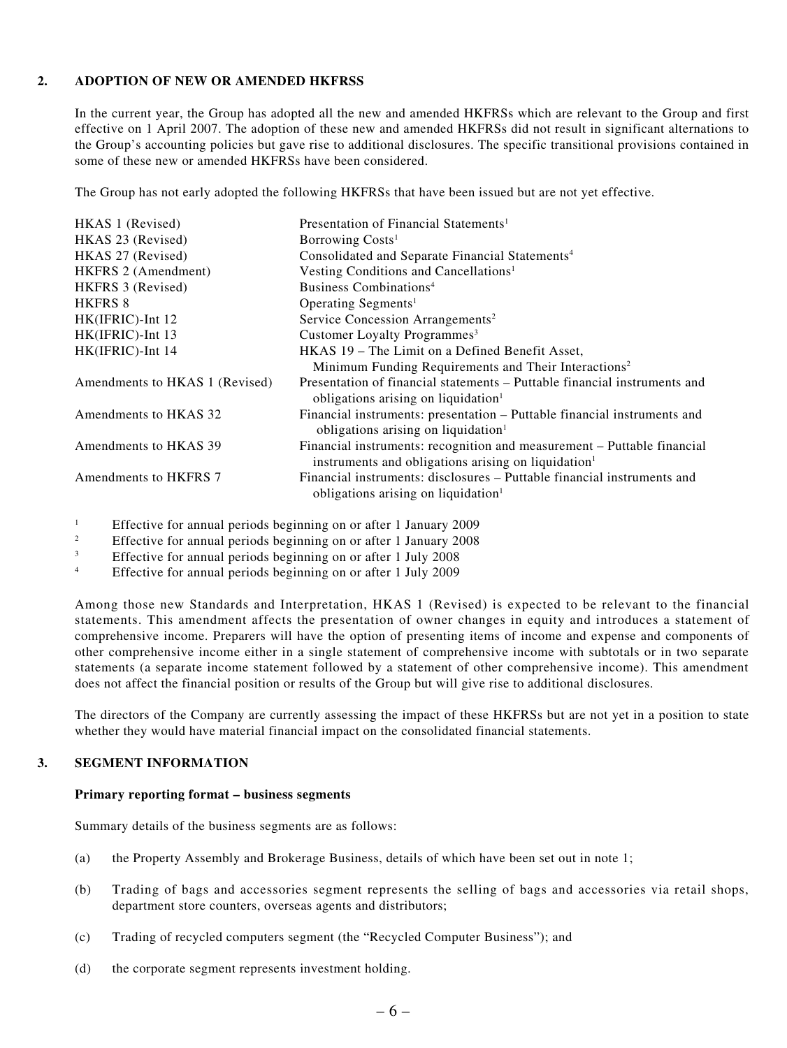## 2. ADOPTION OF NEW OR AMENDED HKFRSS

In the current year, the Group has adopted all the new and amended HKFRSs which are relevant to the Group and first effective on 1 April 2007. The adoption of these new and amended HKFRSs did not result in significant alternations to the Group's accounting policies but gave rise to additional disclosures. The specific transitional provisions contained in some of these new or amended HKFRSs have been considered.

The Group has not early adopted the following HKFRSs that have been issued but are not yet effective.

| | |
|---|---|
| HKAS 1 (Revised) | Presentation of Financial Statements[1] |
| HKAS 23 (Revised) | Borrowing Costs[1] |
| HKAS 27 (Revised) | Consolidated and Separate Financial Statements[4] |
| HKFRS 2 (Amendment) | Vesting Conditions and Cancellations[1] |
| HKFRS 3 (Revised) | Business Combinations[4] |
| HKFRS 8 | Operating Segments[1] |
| HK(IFRIC)-Int 12 | Service Concession Arrangements[2] |
| HK(IFRIC)-Int 13 | Customer Loyalty Programmes[3] |
| HK(IFRIC)-Int 14 | HKAS 19 – The Limit on a Defined Benefit Asset, Minimum Funding Requirements and Their Interactions[2] |
| Amendments to HKAS 1 (Revised) | Presentation of financial statements – Puttable financial instruments and obligations arising on liquidation[1] |
| Amendments to HKAS 32 | Financial instruments: presentation – Puttable financial instruments and obligations arising on liquidation[1] |
| Amendments to HKAS 39 | Financial instruments: recognition and measurement – Puttable financial instruments and obligations arising on liquidation[1] |
| Amendments to HKFRS 7 | Financial instruments: disclosures – Puttable financial instruments and obligations arising on liquidation[1] |

[1] Effective for annual periods beginning on or after 1 January 2009
[2] Effective for annual periods beginning on or after 1 January 2008
[3] Effective for annual periods beginning on or after 1 July 2008
[4] Effective for annual periods beginning on or after 1 July 2009

Among those new Standards and Interpretation, HKAS 1 (Revised) is expected to be relevant to the financial statements. This amendment affects the presentation of owner changes in equity and introduces a statement of comprehensive income. Preparers will have the option of presenting items of income and expense and components of other comprehensive income either in a single statement of comprehensive income with subtotals or in two separate statements (a separate income statement followed by a statement of other comprehensive income). This amendment does not affect the financial position or results of the Group but will give rise to additional disclosures.

The directors of the Company are currently assessing the impact of these HKFRSs but are not yet in a position to state whether they would have material financial impact on the consolidated financial statements.

## 3. SEGMENT INFORMATION

**Primary reporting format – business segments**

Summary details of the business segments are as follows:

(a) the Property Assembly and Brokerage Business, details of which have been set out in note 1;

(b) Trading of bags and accessories segment represents the selling of bags and accessories via retail shops, department store counters, overseas agents and distributors;

(c) Trading of recycled computers segment (the "Recycled Computer Business"); and

(d) the corporate segment represents investment holding.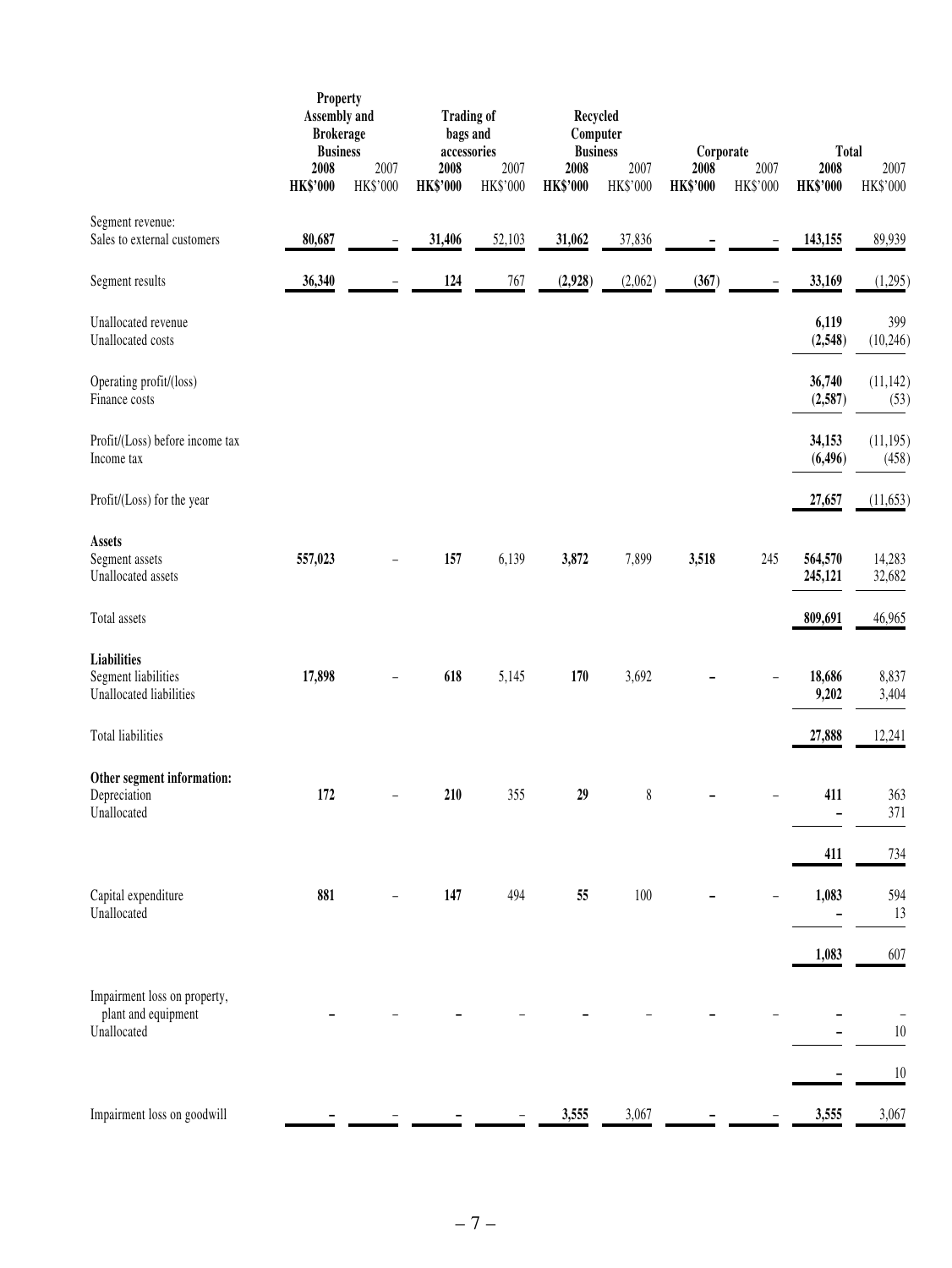| | Property Assembly and Brokerage Business | | Trading of bags and accessories | | Recycled Computer Business | | Corporate | | Total | |
|---|---|---|---|---|---|---|---|---|---|---|
| | **2008** | 2007 | **2008** | 2007 | **2008** | 2007 | **2008** | 2007 | **2008** | 2007 |
| | **HK$'000** | HK$'000 | **HK$'000** | HK$'000 | **HK$'000** | HK$'000 | **HK$'000** | HK$'000 | **HK$'000** | HK$'000 |
| Segment revenue: | | | | | | | | | | |
| Sales to external customers | **80,687** | – | **31,406** | 52,103 | **31,062** | 37,836 | **–** | – | **143,155** | 89,939 |
| Segment results | **36,340** | – | **124** | 767 | **(2,928)** | (2,062) | **(367)** | – | **33,169** | (1,295) |
| Unallocated revenue | | | | | | | | | **6,119** | 399 |
| Unallocated costs | | | | | | | | | **(2,548)** | (10,246) |
| Operating profit/(loss) | | | | | | | | | **36,740** | (11,142) |
| Finance costs | | | | | | | | | **(2,587)** | (53) |
| Profit/(Loss) before income tax | | | | | | | | | **34,153** | (11,195) |
| Income tax | | | | | | | | | **(6,496)** | (458) |
| Profit/(Loss) for the year | | | | | | | | | **27,657** | (11,653) |
| **Assets** | | | | | | | | | | |
| Segment assets | **557,023** | – | **157** | 6,139 | **3,872** | 7,899 | **3,518** | 245 | **564,570** | 14,283 |
| Unallocated assets | | | | | | | | | **245,121** | 32,682 |
| Total assets | | | | | | | | | **809,691** | 46,965 |
| **Liabilities** | | | | | | | | | | |
| Segment liabilities | **17,898** | – | **618** | 5,145 | **170** | 3,692 | **–** | – | **18,686** | 8,837 |
| Unallocated liabilities | | | | | | | | | **9,202** | 3,404 |
| Total liabilities | | | | | | | | | **27,888** | 12,241 |
| **Other segment information:** | | | | | | | | | | |
| Depreciation | **172** | – | **210** | 355 | **29** | 8 | **–** | – | **411** | 363 |
| Unallocated | | | | | | | | | **–** | 371 |
| | | | | | | | | | **411** | 734 |
| Capital expenditure | **881** | – | **147** | 494 | **55** | 100 | **–** | – | **1,083** | 594 |
| Unallocated | | | | | | | | | **–** | 13 |
| | | | | | | | | | **1,083** | 607 |
| Impairment loss on property, plant and equipment | **–** | – | **–** | – | **–** | – | **–** | – | **–** | – |
| Unallocated | | | | | | | | | **–** | 10 |
| | | | | | | | | | **–** | 10 |
| Impairment loss on goodwill | **–** | – | **–** | – | **3,555** | 3,067 | **–** | – | **3,555** | 3,067 |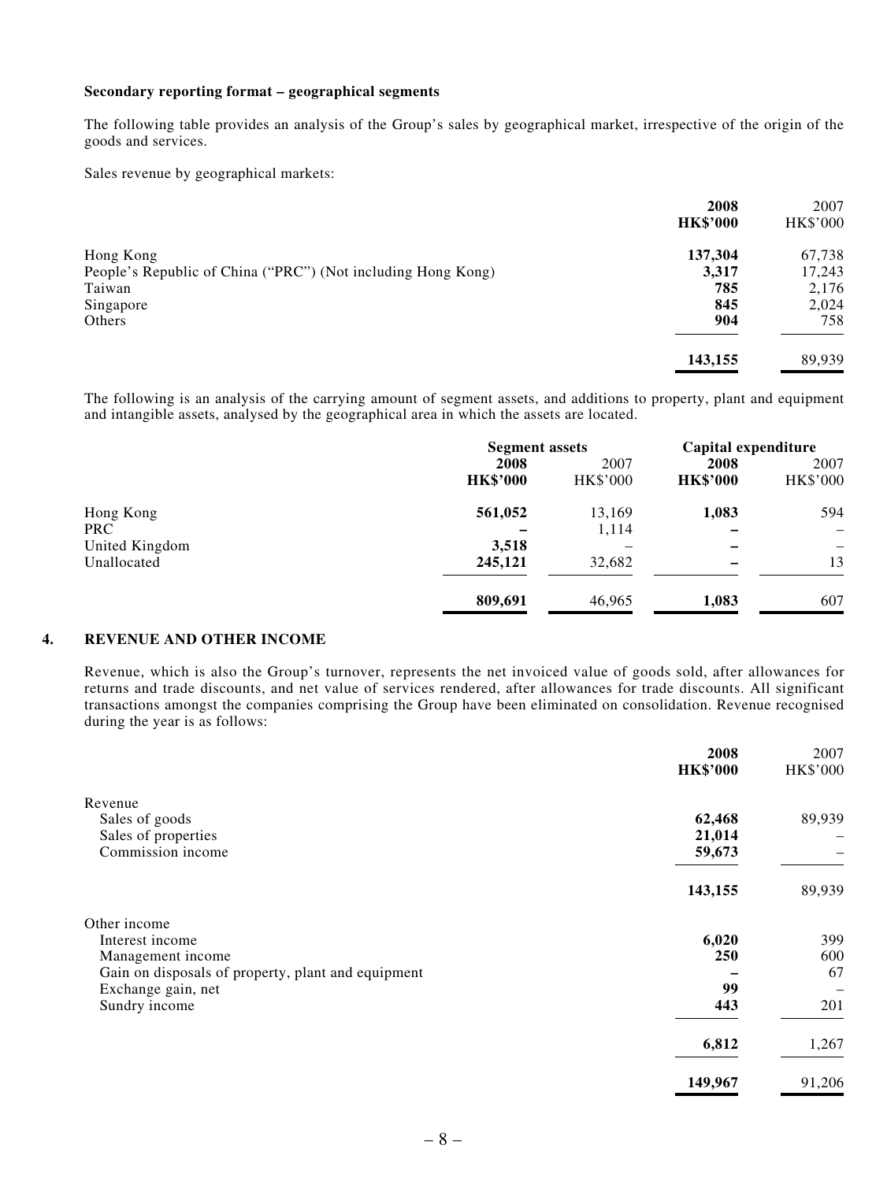**Secondary reporting format – geographical segments**

The following table provides an analysis of the Group's sales by geographical market, irrespective of the origin of the goods and services.

Sales revenue by geographical markets:

| | 2008<br>HK$'000 | 2007<br>HK$'000 |
|---|---|---|
| Hong Kong | **137,304** | 67,738 |
| People's Republic of China ("PRC") (Not including Hong Kong) | **3,317** | 17,243 |
| Taiwan | **785** | 2,176 |
| Singapore | **845** | 2,024 |
| Others | **904** | 758 |
| | **143,155** | 89,939 |

The following is an analysis of the carrying amount of segment assets, and additions to property, plant and equipment and intangible assets, analysed by the geographical area in which the assets are located.

| | Segment assets | | Capital expenditure | |
|---|---|---|---|---|
| | 2008<br>HK$'000 | 2007<br>HK$'000 | 2008<br>HK$'000 | 2007<br>HK$'000 |
| Hong Kong | **561,052** | 13,169 | **1,083** | 594 |
| PRC | **–** | 1,114 | **–** | – |
| United Kingdom | **3,518** | – | **–** | – |
| Unallocated | **245,121** | 32,682 | **–** | 13 |
| | **809,691** | 46,965 | **1,083** | 607 |

## 4. REVENUE AND OTHER INCOME

Revenue, which is also the Group's turnover, represents the net invoiced value of goods sold, after allowances for returns and trade discounts, and net value of services rendered, after allowances for trade discounts. All significant transactions amongst the companies comprising the Group have been eliminated on consolidation. Revenue recognised during the year is as follows:

| | 2008<br>HK$'000 | 2007<br>HK$'000 |
|---|---|---|
| Revenue | | |
| Sales of goods | **62,468** | 89,939 |
| Sales of properties | **21,014** | – |
| Commission income | **59,673** | – |
| | **143,155** | 89,939 |
| Other income | | |
| Interest income | **6,020** | 399 |
| Management income | **250** | 600 |
| Gain on disposals of property, plant and equipment | **–** | 67 |
| Exchange gain, net | **99** | – |
| Sundry income | **443** | 201 |
| | **6,812** | 1,267 |
| | **149,967** | 91,206 |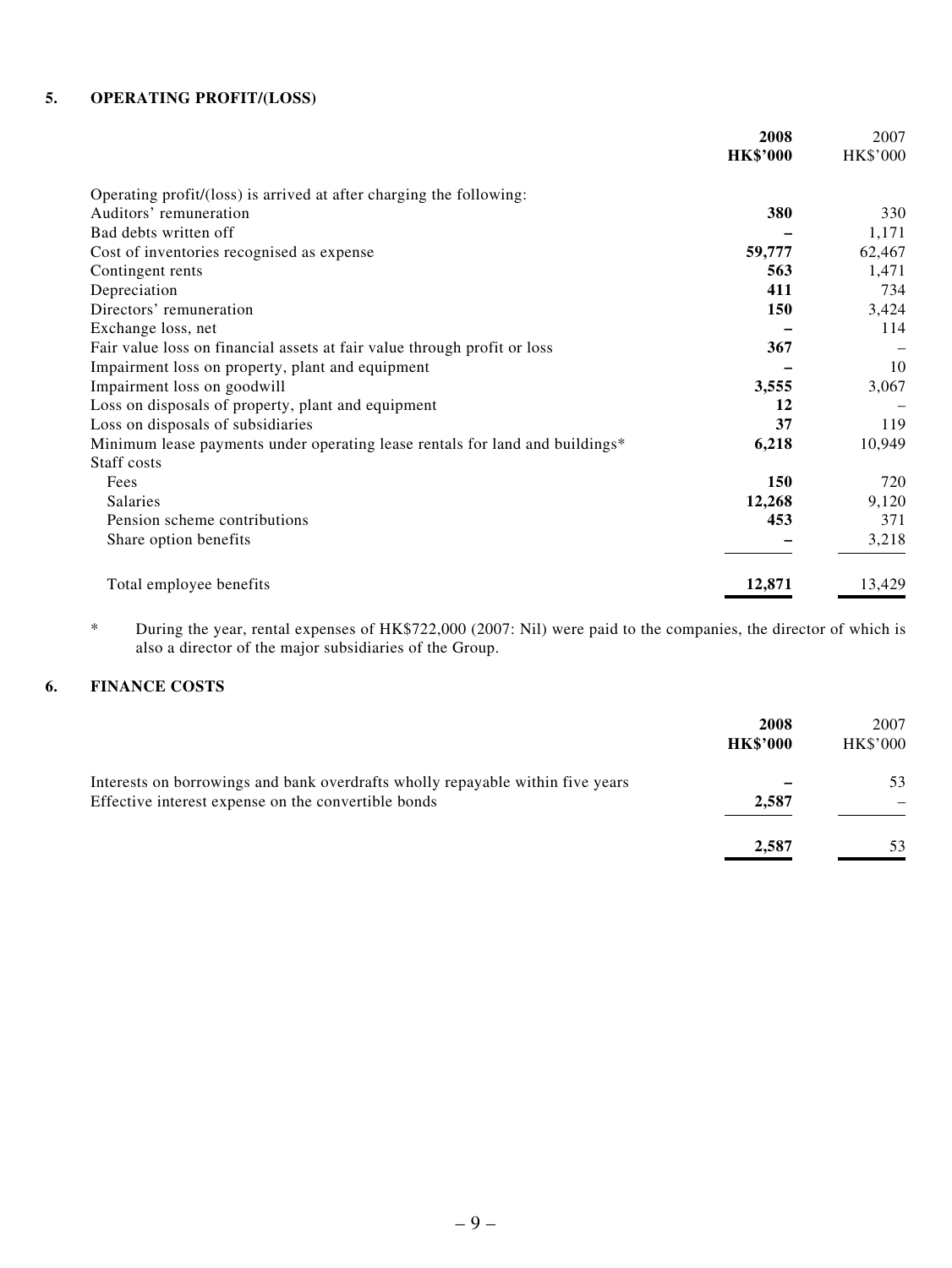## 5. OPERATING PROFIT/(LOSS)

| | 2008 HK$'000 | 2007 HK$'000 |
|---|---|---|
| Operating profit/(loss) is arrived at after charging the following: | | |
| Auditors' remuneration | **380** | 330 |
| Bad debts written off | **–** | 1,171 |
| Cost of inventories recognised as expense | **59,777** | 62,467 |
| Contingent rents | **563** | 1,471 |
| Depreciation | **411** | 734 |
| Directors' remuneration | **150** | 3,424 |
| Exchange loss, net | **–** | 114 |
| Fair value loss on financial assets at fair value through profit or loss | **367** | – |
| Impairment loss on property, plant and equipment | **–** | 10 |
| Impairment loss on goodwill | **3,555** | 3,067 |
| Loss on disposals of property, plant and equipment | **12** | – |
| Loss on disposals of subsidiaries | **37** | 119 |
| Minimum lease payments under operating lease rentals for land and buildings* | **6,218** | 10,949 |
| Staff costs | | |
| Fees | **150** | 720 |
| Salaries | **12,268** | 9,120 |
| Pension scheme contributions | **453** | 371 |
| Share option benefits | **–** | 3,218 |
| Total employee benefits | **12,871** | 13,429 |

\* During the year, rental expenses of HK$722,000 (2007: Nil) were paid to the companies, the director of which is also a director of the major subsidiaries of the Group.

## 6. FINANCE COSTS

| | 2008 HK$'000 | 2007 HK$'000 |
|---|---|---|
| Interests on borrowings and bank overdrafts wholly repayable within five years | **–** | 53 |
| Effective interest expense on the convertible bonds | **2,587** | – |
| | **2,587** | 53 |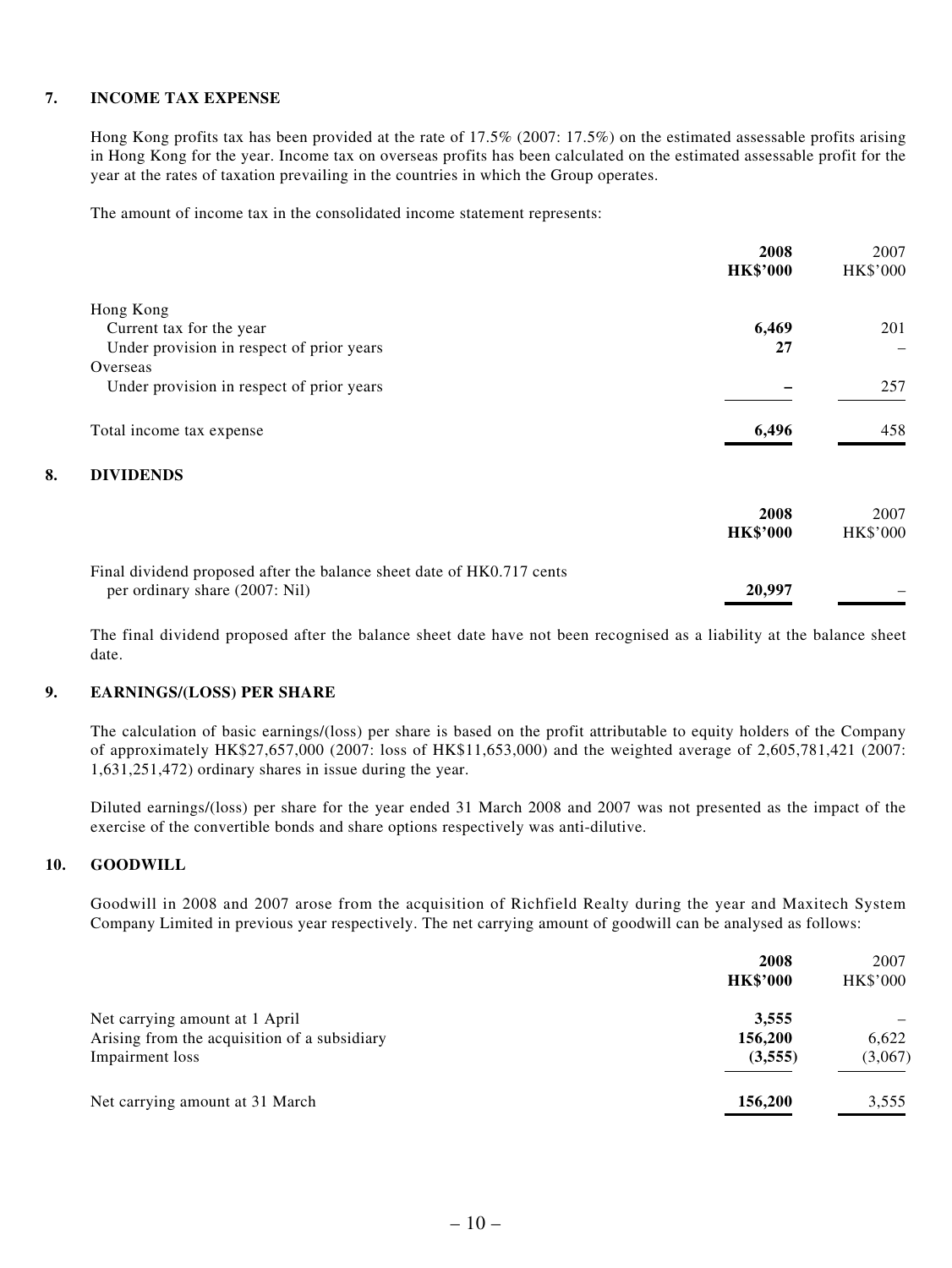## 7. INCOME TAX EXPENSE

Hong Kong profits tax has been provided at the rate of 17.5% (2007: 17.5%) on the estimated assessable profits arising in Hong Kong for the year. Income tax on overseas profits has been calculated on the estimated assessable profit for the year at the rates of taxation prevailing in the countries in which the Group operates.

The amount of income tax in the consolidated income statement represents:

| | 2008 HK$'000 | 2007 HK$'000 |
|---|---|---|
| Hong Kong | | |
| Current tax for the year | **6,469** | 201 |
| Under provision in respect of prior years | **27** | – |
| Overseas | | |
| Under provision in respect of prior years | **–** | 257 |
| Total income tax expense | **6,496** | 458 |

## 8. DIVIDENDS

| | 2008 HK$'000 | 2007 HK$'000 |
|---|---|---|
| Final dividend proposed after the balance sheet date of HK0.717 cents per ordinary share (2007: Nil) | **20,997** | – |

The final dividend proposed after the balance sheet date have not been recognised as a liability at the balance sheet date.

## 9. EARNINGS/(LOSS) PER SHARE

The calculation of basic earnings/(loss) per share is based on the profit attributable to equity holders of the Company of approximately HK$27,657,000 (2007: loss of HK$11,653,000) and the weighted average of 2,605,781,421 (2007: 1,631,251,472) ordinary shares in issue during the year.

Diluted earnings/(loss) per share for the year ended 31 March 2008 and 2007 was not presented as the impact of the exercise of the convertible bonds and share options respectively was anti-dilutive.

## 10. GOODWILL

Goodwill in 2008 and 2007 arose from the acquisition of Richfield Realty during the year and Maxitech System Company Limited in previous year respectively. The net carrying amount of goodwill can be analysed as follows:

| | 2008 HK$'000 | 2007 HK$'000 |
|---|---|---|
| Net carrying amount at 1 April | **3,555** | – |
| Arising from the acquisition of a subsidiary | **156,200** | 6,622 |
| Impairment loss | **(3,555)** | (3,067) |
| Net carrying amount at 31 March | **156,200** | 3,555 |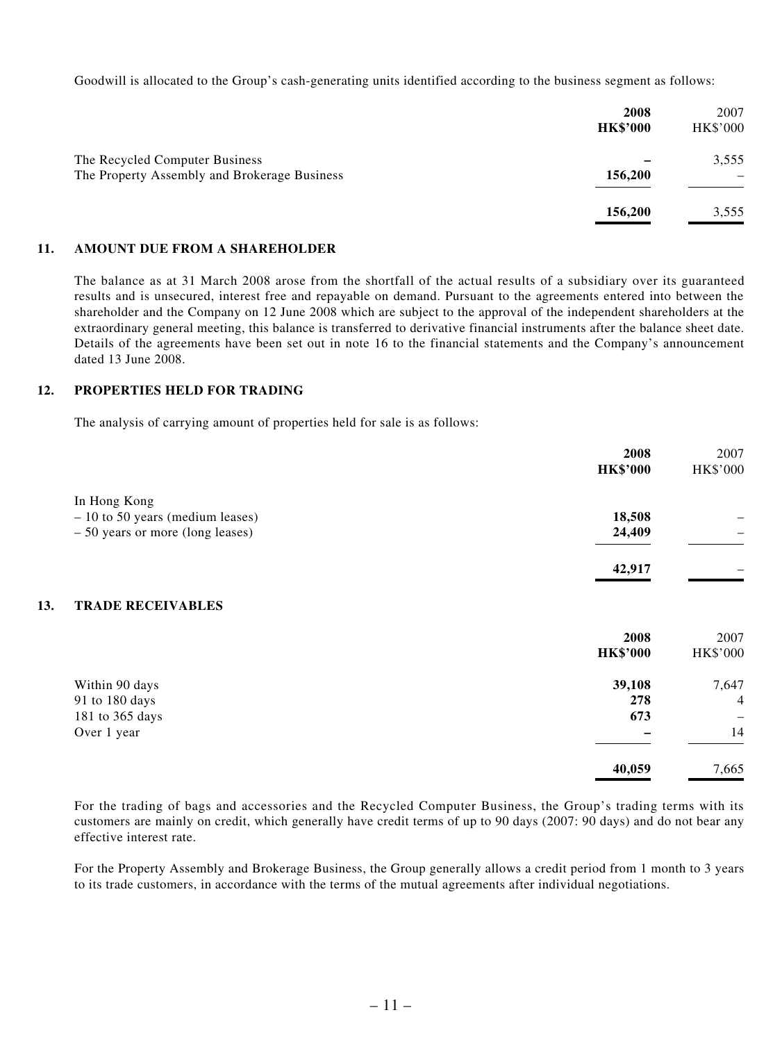Goodwill is allocated to the Group's cash-generating units identified according to the business segment as follows:

| | 2008<br>HK$'000 | 2007<br>HK$'000 |
|---|---|---|
| The Recycled Computer Business | – | 3,555 |
| The Property Assembly and Brokerage Business | 156,200 | – |
| | **156,200** | 3,555 |

## 11. AMOUNT DUE FROM A SHAREHOLDER

The balance as at 31 March 2008 arose from the shortfall of the actual results of a subsidiary over its guaranteed results and is unsecured, interest free and repayable on demand. Pursuant to the agreements entered into between the shareholder and the Company on 12 June 2008 which are subject to the approval of the independent shareholders at the extraordinary general meeting, this balance is transferred to derivative financial instruments after the balance sheet date. Details of the agreements have been set out in note 16 to the financial statements and the Company's announcement dated 13 June 2008.

## 12. PROPERTIES HELD FOR TRADING

The analysis of carrying amount of properties held for sale is as follows:

| | 2008<br>HK$'000 | 2007<br>HK$'000 |
|---|---|---|
| In Hong Kong | | |
| – 10 to 50 years (medium leases) | 18,508 | – |
| – 50 years or more (long leases) | 24,409 | – |
| | **42,917** | – |

## 13. TRADE RECEIVABLES

| | 2008<br>HK$'000 | 2007<br>HK$'000 |
|---|---|---|
| Within 90 days | 39,108 | 7,647 |
| 91 to 180 days | 278 | 4 |
| 181 to 365 days | 673 | – |
| Over 1 year | – | 14 |
| | **40,059** | 7,665 |

For the trading of bags and accessories and the Recycled Computer Business, the Group's trading terms with its customers are mainly on credit, which generally have credit terms of up to 90 days (2007: 90 days) and do not bear any effective interest rate.

For the Property Assembly and Brokerage Business, the Group generally allows a credit period from 1 month to 3 years to its trade customers, in accordance with the terms of the mutual agreements after individual negotiations.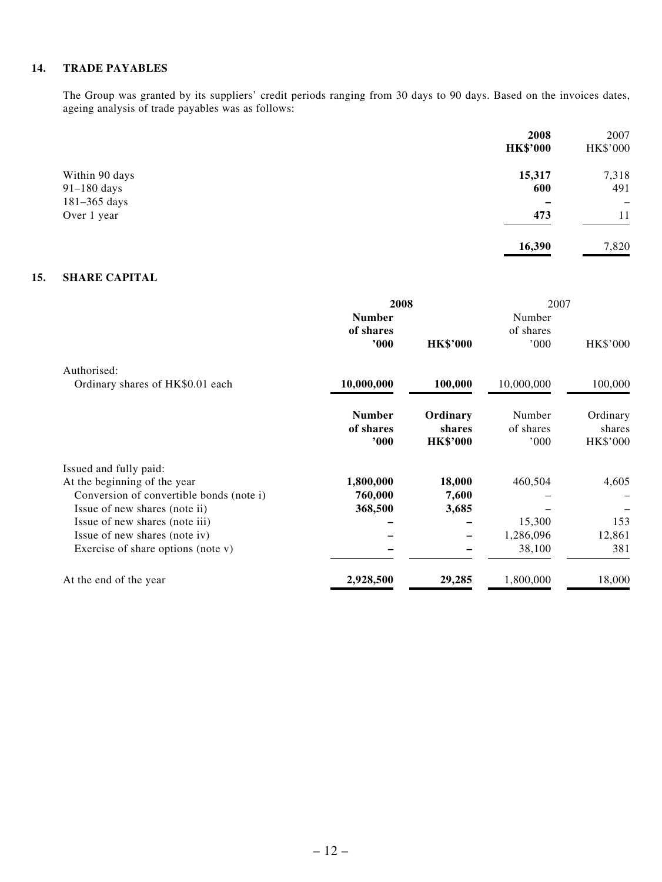## 14. TRADE PAYABLES

The Group was granted by its suppliers' credit periods ranging from 30 days to 90 days. Based on the invoices dates, ageing analysis of trade payables was as follows:

| | 2008<br>HK$'000 | 2007<br>HK$'000 |
|---|---|---|
| Within 90 days | **15,317** | 7,318 |
| 91–180 days | **600** | 491 |
| 181–365 days | **–** | – |
| Over 1 year | **473** | 11 |
| | **16,390** | 7,820 |

## 15. SHARE CAPITAL

| | 2008 | | 2007 | |
|---|---|---|---|---|
| | **Number of shares '000** | **HK$'000** | Number of shares '000 | HK$'000 |
| Authorised: | | | | |
| Ordinary shares of HK$0.01 each | **10,000,000** | **100,000** | 10,000,000 | 100,000 |
| | **Number of shares '000** | **Ordinary shares HK$'000** | Number of shares '000 | Ordinary shares HK$'000 |
| Issued and fully paid: | | | | |
| At the beginning of the year | **1,800,000** | **18,000** | 460,504 | 4,605 |
| Conversion of convertible bonds (note i) | **760,000** | **7,600** | – | – |
| Issue of new shares (note ii) | **368,500** | **3,685** | – | – |
| Issue of new shares (note iii) | **–** | **–** | 15,300 | 153 |
| Issue of new shares (note iv) | **–** | **–** | 1,286,096 | 12,861 |
| Exercise of share options (note v) | **–** | **–** | 38,100 | 381 |
| At the end of the year | **2,928,500** | **29,285** | 1,800,000 | 18,000 |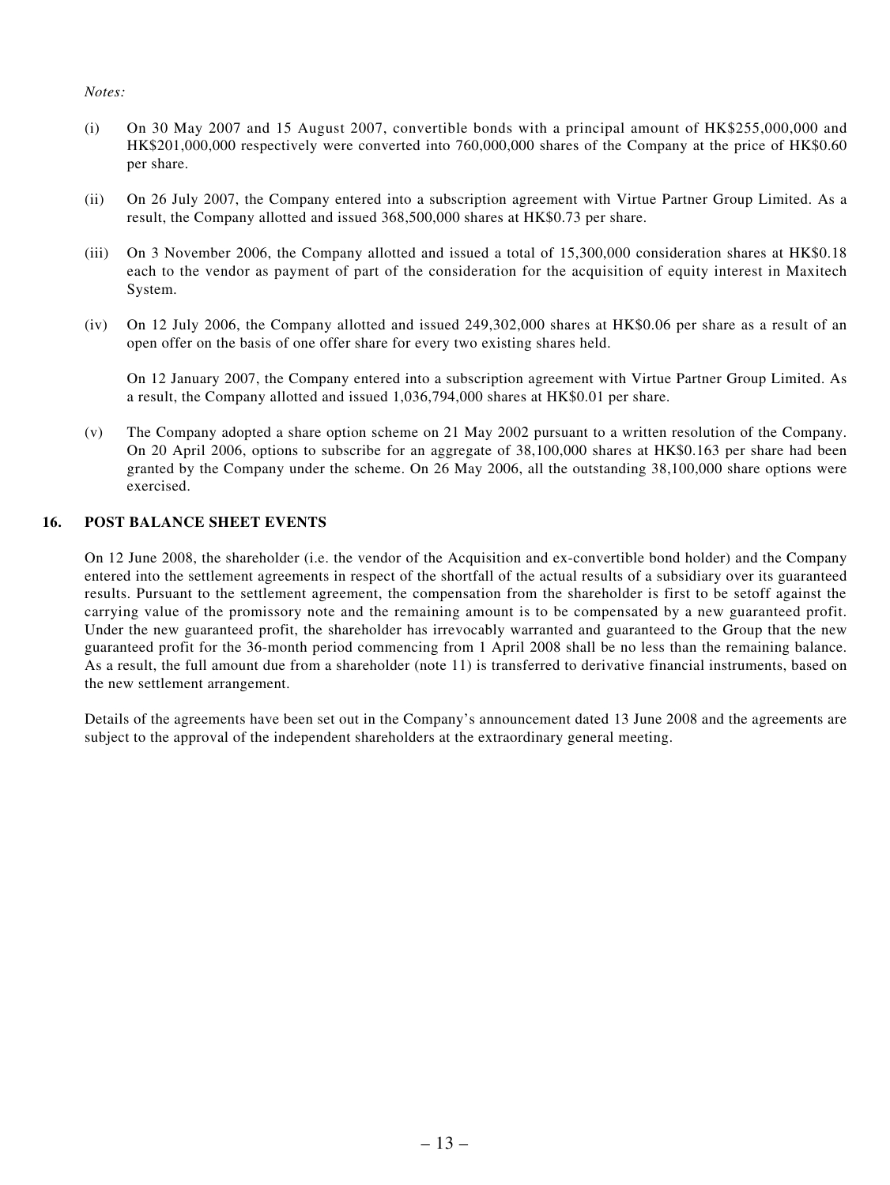*Notes:*

(i) On 30 May 2007 and 15 August 2007, convertible bonds with a principal amount of HK$255,000,000 and HK$201,000,000 respectively were converted into 760,000,000 shares of the Company at the price of HK$0.60 per share.

(ii) On 26 July 2007, the Company entered into a subscription agreement with Virtue Partner Group Limited. As a result, the Company allotted and issued 368,500,000 shares at HK$0.73 per share.

(iii) On 3 November 2006, the Company allotted and issued a total of 15,300,000 consideration shares at HK$0.18 each to the vendor as payment of part of the consideration for the acquisition of equity interest in Maxitech System.

(iv) On 12 July 2006, the Company allotted and issued 249,302,000 shares at HK$0.06 per share as a result of an open offer on the basis of one offer share for every two existing shares held.

    On 12 January 2007, the Company entered into a subscription agreement with Virtue Partner Group Limited. As a result, the Company allotted and issued 1,036,794,000 shares at HK$0.01 per share.

(v) The Company adopted a share option scheme on 21 May 2002 pursuant to a written resolution of the Company. On 20 April 2006, options to subscribe for an aggregate of 38,100,000 shares at HK$0.163 per share had been granted by the Company under the scheme. On 26 May 2006, all the outstanding 38,100,000 share options were exercised.

## 16. POST BALANCE SHEET EVENTS

On 12 June 2008, the shareholder (i.e. the vendor of the Acquisition and ex-convertible bond holder) and the Company entered into the settlement agreements in respect of the shortfall of the actual results of a subsidiary over its guaranteed results. Pursuant to the settlement agreement, the compensation from the shareholder is first to be setoff against the carrying value of the promissory note and the remaining amount is to be compensated by a new guaranteed profit. Under the new guaranteed profit, the shareholder has irrevocably warranted and guaranteed to the Group that the new guaranteed profit for the 36-month period commencing from 1 April 2008 shall be no less than the remaining balance. As a result, the full amount due from a shareholder (note 11) is transferred to derivative financial instruments, based on the new settlement arrangement.

Details of the agreements have been set out in the Company's announcement dated 13 June 2008 and the agreements are subject to the approval of the independent shareholders at the extraordinary general meeting.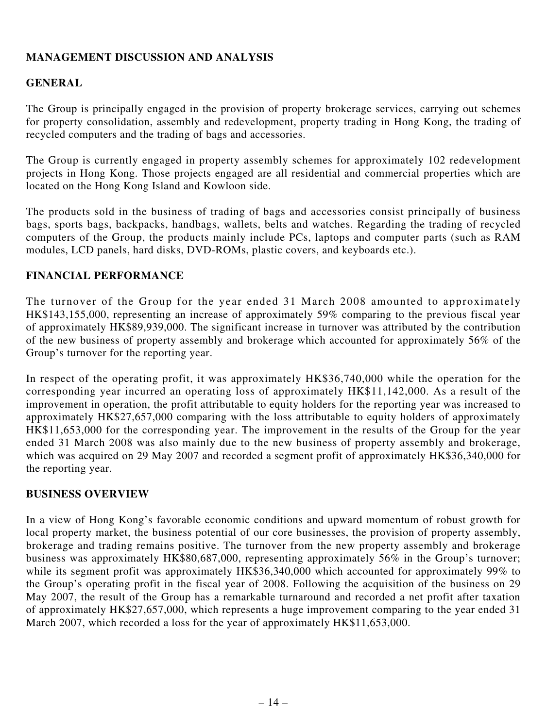## MANAGEMENT DISCUSSION AND ANALYSIS

### GENERAL

The Group is principally engaged in the provision of property brokerage services, carrying out schemes for property consolidation, assembly and redevelopment, property trading in Hong Kong, the trading of recycled computers and the trading of bags and accessories.

The Group is currently engaged in property assembly schemes for approximately 102 redevelopment projects in Hong Kong. Those projects engaged are all residential and commercial properties which are located on the Hong Kong Island and Kowloon side.

The products sold in the business of trading of bags and accessories consist principally of business bags, sports bags, backpacks, handbags, wallets, belts and watches. Regarding the trading of recycled computers of the Group, the products mainly include PCs, laptops and computer parts (such as RAM modules, LCD panels, hard disks, DVD-ROMs, plastic covers, and keyboards etc.).

### FINANCIAL PERFORMANCE

The turnover of the Group for the year ended 31 March 2008 amounted to approximately HK$143,155,000, representing an increase of approximately 59% comparing to the previous fiscal year of approximately HK$89,939,000. The significant increase in turnover was attributed by the contribution of the new business of property assembly and brokerage which accounted for approximately 56% of the Group's turnover for the reporting year.

In respect of the operating profit, it was approximately HK$36,740,000 while the operation for the corresponding year incurred an operating loss of approximately HK$11,142,000. As a result of the improvement in operation, the profit attributable to equity holders for the reporting year was increased to approximately HK$27,657,000 comparing with the loss attributable to equity holders of approximately HK$11,653,000 for the corresponding year. The improvement in the results of the Group for the year ended 31 March 2008 was also mainly due to the new business of property assembly and brokerage, which was acquired on 29 May 2007 and recorded a segment profit of approximately HK$36,340,000 for the reporting year.

### BUSINESS OVERVIEW

In a view of Hong Kong's favorable economic conditions and upward momentum of robust growth for local property market, the business potential of our core businesses, the provision of property assembly, brokerage and trading remains positive. The turnover from the new property assembly and brokerage business was approximately HK$80,687,000, representing approximately 56% in the Group's turnover; while its segment profit was approximately HK$36,340,000 which accounted for approximately 99% to the Group's operating profit in the fiscal year of 2008. Following the acquisition of the business on 29 May 2007, the result of the Group has a remarkable turnaround and recorded a net profit after taxation of approximately HK$27,657,000, which represents a huge improvement comparing to the year ended 31 March 2007, which recorded a loss for the year of approximately HK$11,653,000.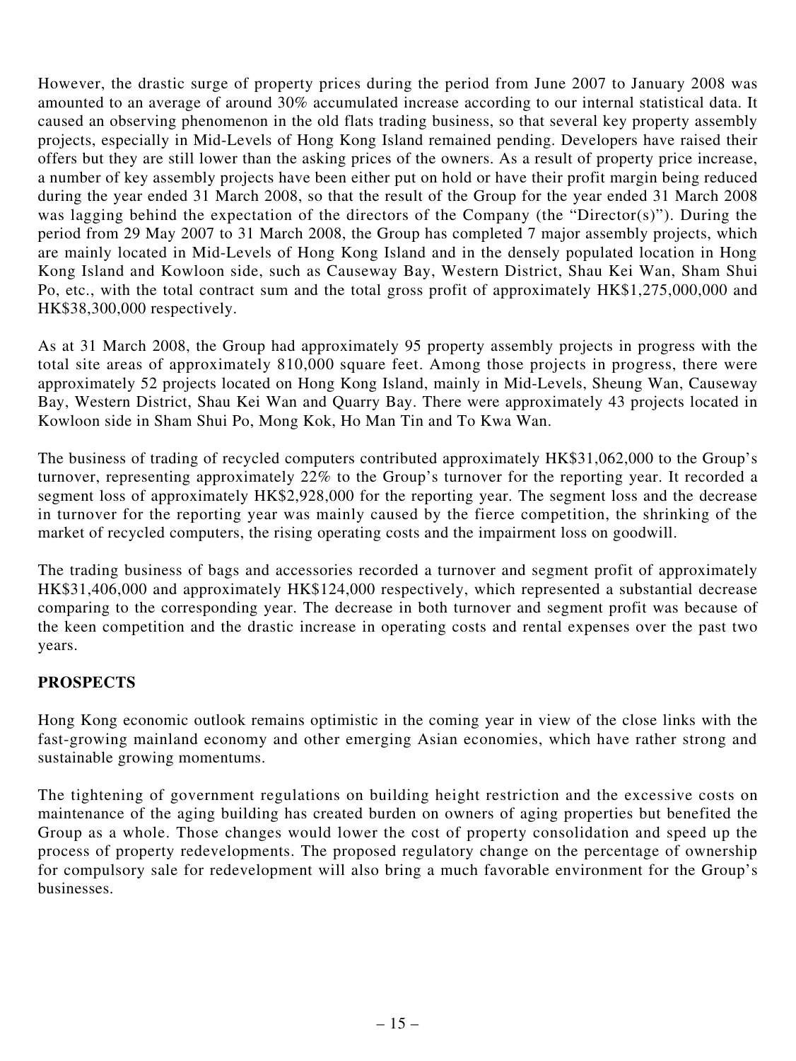However, the drastic surge of property prices during the period from June 2007 to January 2008 was amounted to an average of around 30% accumulated increase according to our internal statistical data. It caused an observing phenomenon in the old flats trading business, so that several key property assembly projects, especially in Mid-Levels of Hong Kong Island remained pending. Developers have raised their offers but they are still lower than the asking prices of the owners. As a result of property price increase, a number of key assembly projects have been either put on hold or have their profit margin being reduced during the year ended 31 March 2008, so that the result of the Group for the year ended 31 March 2008 was lagging behind the expectation of the directors of the Company (the "Director(s)"). During the period from 29 May 2007 to 31 March 2008, the Group has completed 7 major assembly projects, which are mainly located in Mid-Levels of Hong Kong Island and in the densely populated location in Hong Kong Island and Kowloon side, such as Causeway Bay, Western District, Shau Kei Wan, Sham Shui Po, etc., with the total contract sum and the total gross profit of approximately HK$1,275,000,000 and HK$38,300,000 respectively.

As at 31 March 2008, the Group had approximately 95 property assembly projects in progress with the total site areas of approximately 810,000 square feet. Among those projects in progress, there were approximately 52 projects located on Hong Kong Island, mainly in Mid-Levels, Sheung Wan, Causeway Bay, Western District, Shau Kei Wan and Quarry Bay. There were approximately 43 projects located in Kowloon side in Sham Shui Po, Mong Kok, Ho Man Tin and To Kwa Wan.

The business of trading of recycled computers contributed approximately HK$31,062,000 to the Group's turnover, representing approximately 22% to the Group's turnover for the reporting year. It recorded a segment loss of approximately HK$2,928,000 for the reporting year. The segment loss and the decrease in turnover for the reporting year was mainly caused by the fierce competition, the shrinking of the market of recycled computers, the rising operating costs and the impairment loss on goodwill.

The trading business of bags and accessories recorded a turnover and segment profit of approximately HK$31,406,000 and approximately HK$124,000 respectively, which represented a substantial decrease comparing to the corresponding year. The decrease in both turnover and segment profit was because of the keen competition and the drastic increase in operating costs and rental expenses over the past two years.

## PROSPECTS

Hong Kong economic outlook remains optimistic in the coming year in view of the close links with the fast-growing mainland economy and other emerging Asian economies, which have rather strong and sustainable growing momentums.

The tightening of government regulations on building height restriction and the excessive costs on maintenance of the aging building has created burden on owners of aging properties but benefited the Group as a whole. Those changes would lower the cost of property consolidation and speed up the process of property redevelopments. The proposed regulatory change on the percentage of ownership for compulsory sale for redevelopment will also bring a much favorable environment for the Group's businesses.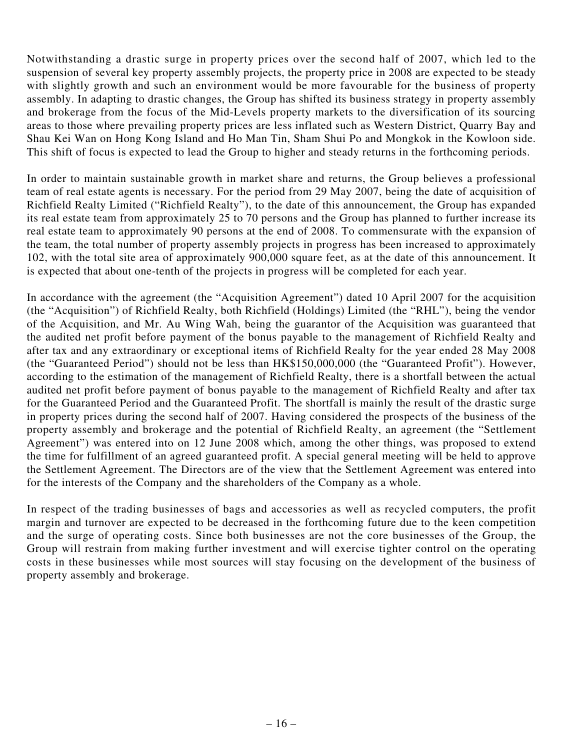Notwithstanding a drastic surge in property prices over the second half of 2007, which led to the suspension of several key property assembly projects, the property price in 2008 are expected to be steady with slightly growth and such an environment would be more favourable for the business of property assembly. In adapting to drastic changes, the Group has shifted its business strategy in property assembly and brokerage from the focus of the Mid-Levels property markets to the diversification of its sourcing areas to those where prevailing property prices are less inflated such as Western District, Quarry Bay and Shau Kei Wan on Hong Kong Island and Ho Man Tin, Sham Shui Po and Mongkok in the Kowloon side. This shift of focus is expected to lead the Group to higher and steady returns in the forthcoming periods.

In order to maintain sustainable growth in market share and returns, the Group believes a professional team of real estate agents is necessary. For the period from 29 May 2007, being the date of acquisition of Richfield Realty Limited ("Richfield Realty"), to the date of this announcement, the Group has expanded its real estate team from approximately 25 to 70 persons and the Group has planned to further increase its real estate team to approximately 90 persons at the end of 2008. To commensurate with the expansion of the team, the total number of property assembly projects in progress has been increased to approximately 102, with the total site area of approximately 900,000 square feet, as at the date of this announcement. It is expected that about one-tenth of the projects in progress will be completed for each year.

In accordance with the agreement (the "Acquisition Agreement") dated 10 April 2007 for the acquisition (the "Acquisition") of Richfield Realty, both Richfield (Holdings) Limited (the "RHL"), being the vendor of the Acquisition, and Mr. Au Wing Wah, being the guarantor of the Acquisition was guaranteed that the audited net profit before payment of the bonus payable to the management of Richfield Realty and after tax and any extraordinary or exceptional items of Richfield Realty for the year ended 28 May 2008 (the "Guaranteed Period") should not be less than HK$150,000,000 (the "Guaranteed Profit"). However, according to the estimation of the management of Richfield Realty, there is a shortfall between the actual audited net profit before payment of bonus payable to the management of Richfield Realty and after tax for the Guaranteed Period and the Guaranteed Profit. The shortfall is mainly the result of the drastic surge in property prices during the second half of 2007. Having considered the prospects of the business of the property assembly and brokerage and the potential of Richfield Realty, an agreement (the "Settlement Agreement") was entered into on 12 June 2008 which, among the other things, was proposed to extend the time for fulfillment of an agreed guaranteed profit. A special general meeting will be held to approve the Settlement Agreement. The Directors are of the view that the Settlement Agreement was entered into for the interests of the Company and the shareholders of the Company as a whole.

In respect of the trading businesses of bags and accessories as well as recycled computers, the profit margin and turnover are expected to be decreased in the forthcoming future due to the keen competition and the surge of operating costs. Since both businesses are not the core businesses of the Group, the Group will restrain from making further investment and will exercise tighter control on the operating costs in these businesses while most sources will stay focusing on the development of the business of property assembly and brokerage.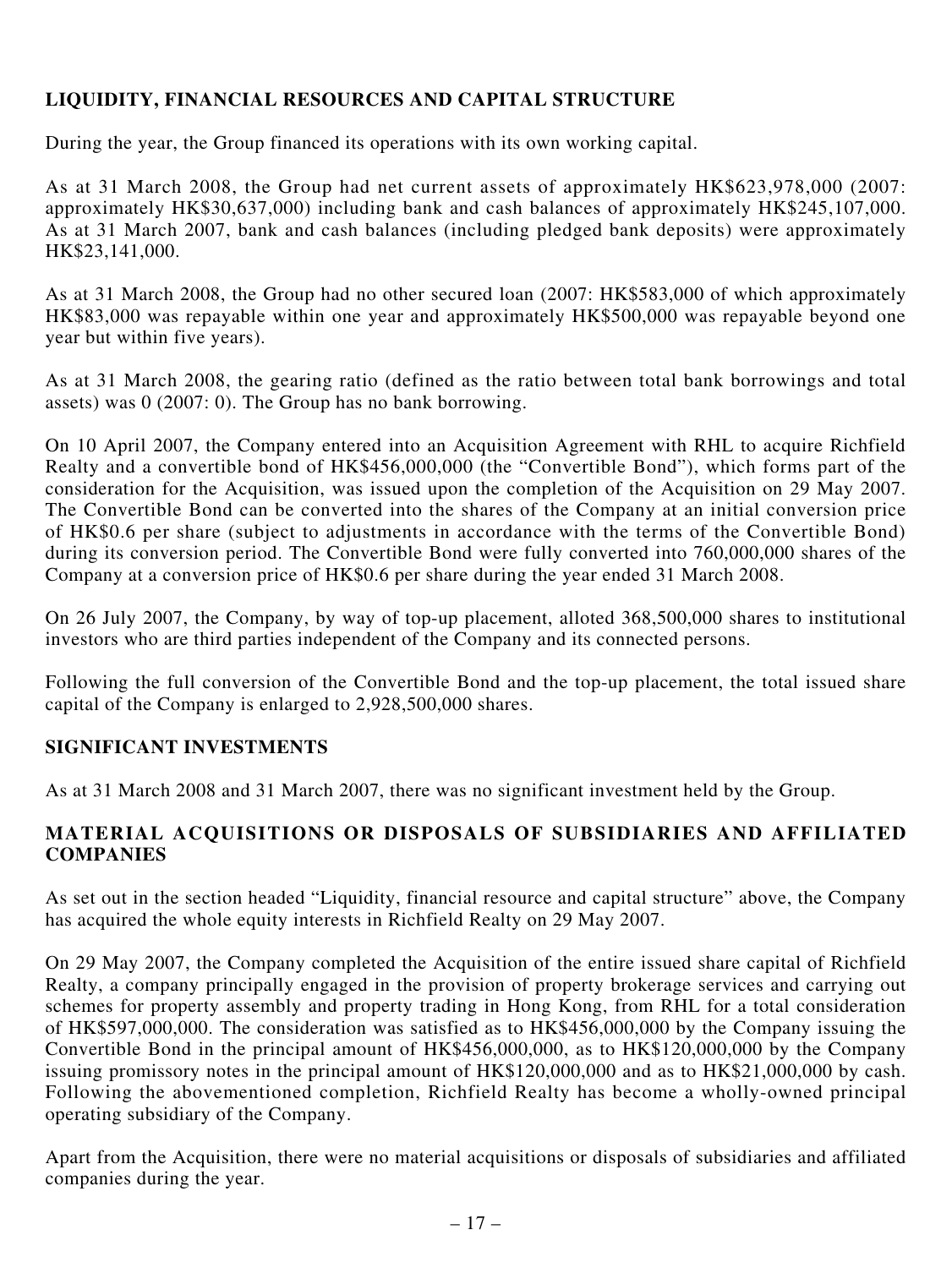## LIQUIDITY, FINANCIAL RESOURCES AND CAPITAL STRUCTURE

During the year, the Group financed its operations with its own working capital.

As at 31 March 2008, the Group had net current assets of approximately HK$623,978,000 (2007: approximately HK$30,637,000) including bank and cash balances of approximately HK$245,107,000. As at 31 March 2007, bank and cash balances (including pledged bank deposits) were approximately HK$23,141,000.

As at 31 March 2008, the Group had no other secured loan (2007: HK$583,000 of which approximately HK$83,000 was repayable within one year and approximately HK$500,000 was repayable beyond one year but within five years).

As at 31 March 2008, the gearing ratio (defined as the ratio between total bank borrowings and total assets) was 0 (2007: 0). The Group has no bank borrowing.

On 10 April 2007, the Company entered into an Acquisition Agreement with RHL to acquire Richfield Realty and a convertible bond of HK$456,000,000 (the "Convertible Bond"), which forms part of the consideration for the Acquisition, was issued upon the completion of the Acquisition on 29 May 2007. The Convertible Bond can be converted into the shares of the Company at an initial conversion price of HK$0.6 per share (subject to adjustments in accordance with the terms of the Convertible Bond) during its conversion period. The Convertible Bond were fully converted into 760,000,000 shares of the Company at a conversion price of HK$0.6 per share during the year ended 31 March 2008.

On 26 July 2007, the Company, by way of top-up placement, alloted 368,500,000 shares to institutional investors who are third parties independent of the Company and its connected persons.

Following the full conversion of the Convertible Bond and the top-up placement, the total issued share capital of the Company is enlarged to 2,928,500,000 shares.

## SIGNIFICANT INVESTMENTS

As at 31 March 2008 and 31 March 2007, there was no significant investment held by the Group.

## MATERIAL ACQUISITIONS OR DISPOSALS OF SUBSIDIARIES AND AFFILIATED COMPANIES

As set out in the section headed "Liquidity, financial resource and capital structure" above, the Company has acquired the whole equity interests in Richfield Realty on 29 May 2007.

On 29 May 2007, the Company completed the Acquisition of the entire issued share capital of Richfield Realty, a company principally engaged in the provision of property brokerage services and carrying out schemes for property assembly and property trading in Hong Kong, from RHL for a total consideration of HK$597,000,000. The consideration was satisfied as to HK$456,000,000 by the Company issuing the Convertible Bond in the principal amount of HK$456,000,000, as to HK$120,000,000 by the Company issuing promissory notes in the principal amount of HK$120,000,000 and as to HK$21,000,000 by cash. Following the abovementioned completion, Richfield Realty has become a wholly-owned principal operating subsidiary of the Company.

Apart from the Acquisition, there were no material acquisitions or disposals of subsidiaries and affiliated companies during the year.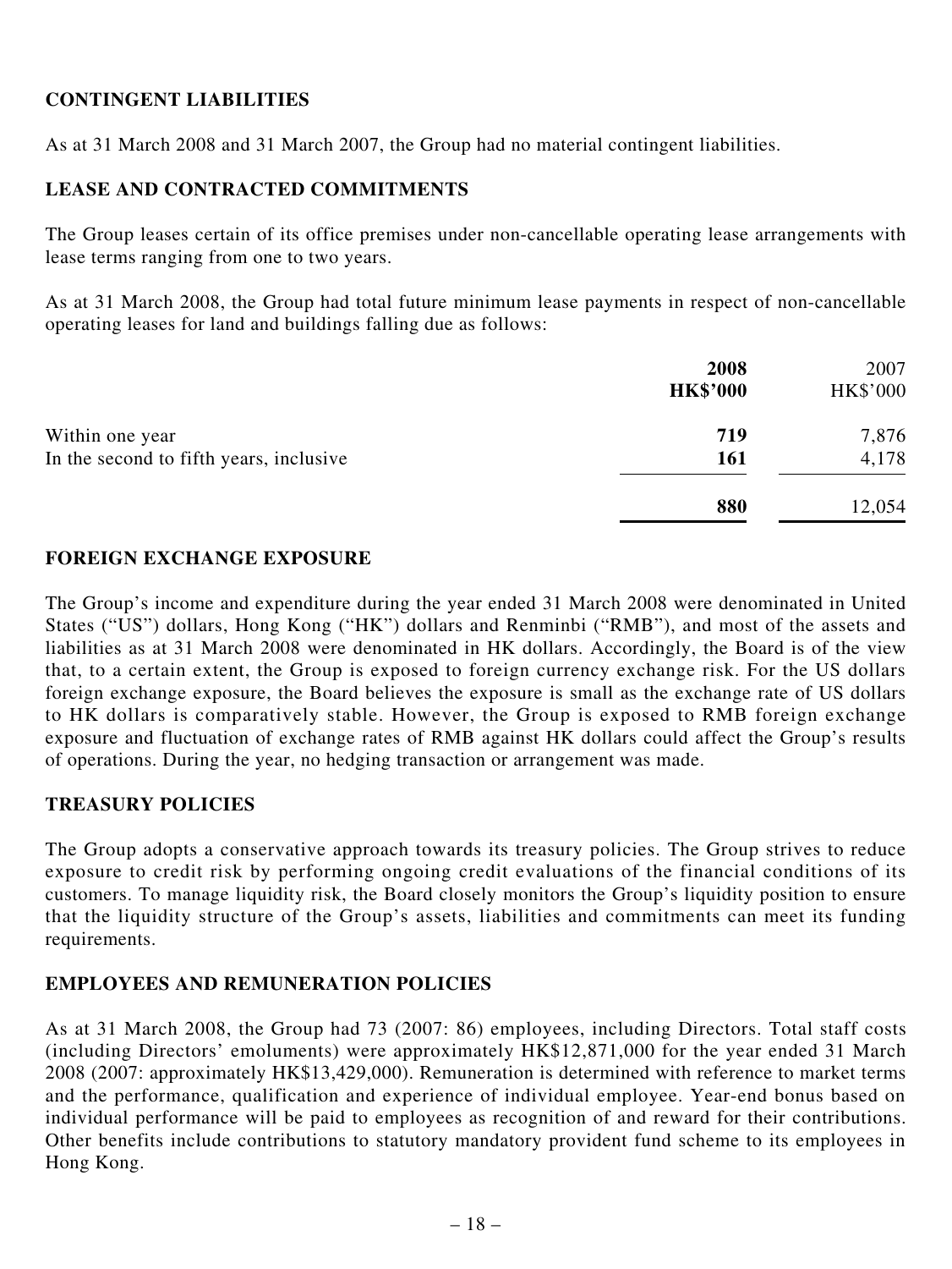## CONTINGENT LIABILITIES

As at 31 March 2008 and 31 March 2007, the Group had no material contingent liabilities.

## LEASE AND CONTRACTED COMMITMENTS

The Group leases certain of its office premises under non-cancellable operating lease arrangements with lease terms ranging from one to two years.

As at 31 March 2008, the Group had total future minimum lease payments in respect of non-cancellable operating leases for land and buildings falling due as follows:

| | **2008** | 2007 |
|---|---|---|
| | **HK$'000** | HK$'000 |
| Within one year | **719** | 7,876 |
| In the second to fifth years, inclusive | **161** | 4,178 |
| | **880** | 12,054 |

## FOREIGN EXCHANGE EXPOSURE

The Group's income and expenditure during the year ended 31 March 2008 were denominated in United States ("US") dollars, Hong Kong ("HK") dollars and Renminbi ("RMB"), and most of the assets and liabilities as at 31 March 2008 were denominated in HK dollars. Accordingly, the Board is of the view that, to a certain extent, the Group is exposed to foreign currency exchange risk. For the US dollars foreign exchange exposure, the Board believes the exposure is small as the exchange rate of US dollars to HK dollars is comparatively stable. However, the Group is exposed to RMB foreign exchange exposure and fluctuation of exchange rates of RMB against HK dollars could affect the Group's results of operations. During the year, no hedging transaction or arrangement was made.

## TREASURY POLICIES

The Group adopts a conservative approach towards its treasury policies. The Group strives to reduce exposure to credit risk by performing ongoing credit evaluations of the financial conditions of its customers. To manage liquidity risk, the Board closely monitors the Group's liquidity position to ensure that the liquidity structure of the Group's assets, liabilities and commitments can meet its funding requirements.

## EMPLOYEES AND REMUNERATION POLICIES

As at 31 March 2008, the Group had 73 (2007: 86) employees, including Directors. Total staff costs (including Directors' emoluments) were approximately HK$12,871,000 for the year ended 31 March 2008 (2007: approximately HK$13,429,000). Remuneration is determined with reference to market terms and the performance, qualification and experience of individual employee. Year-end bonus based on individual performance will be paid to employees as recognition of and reward for their contributions. Other benefits include contributions to statutory mandatory provident fund scheme to its employees in Hong Kong.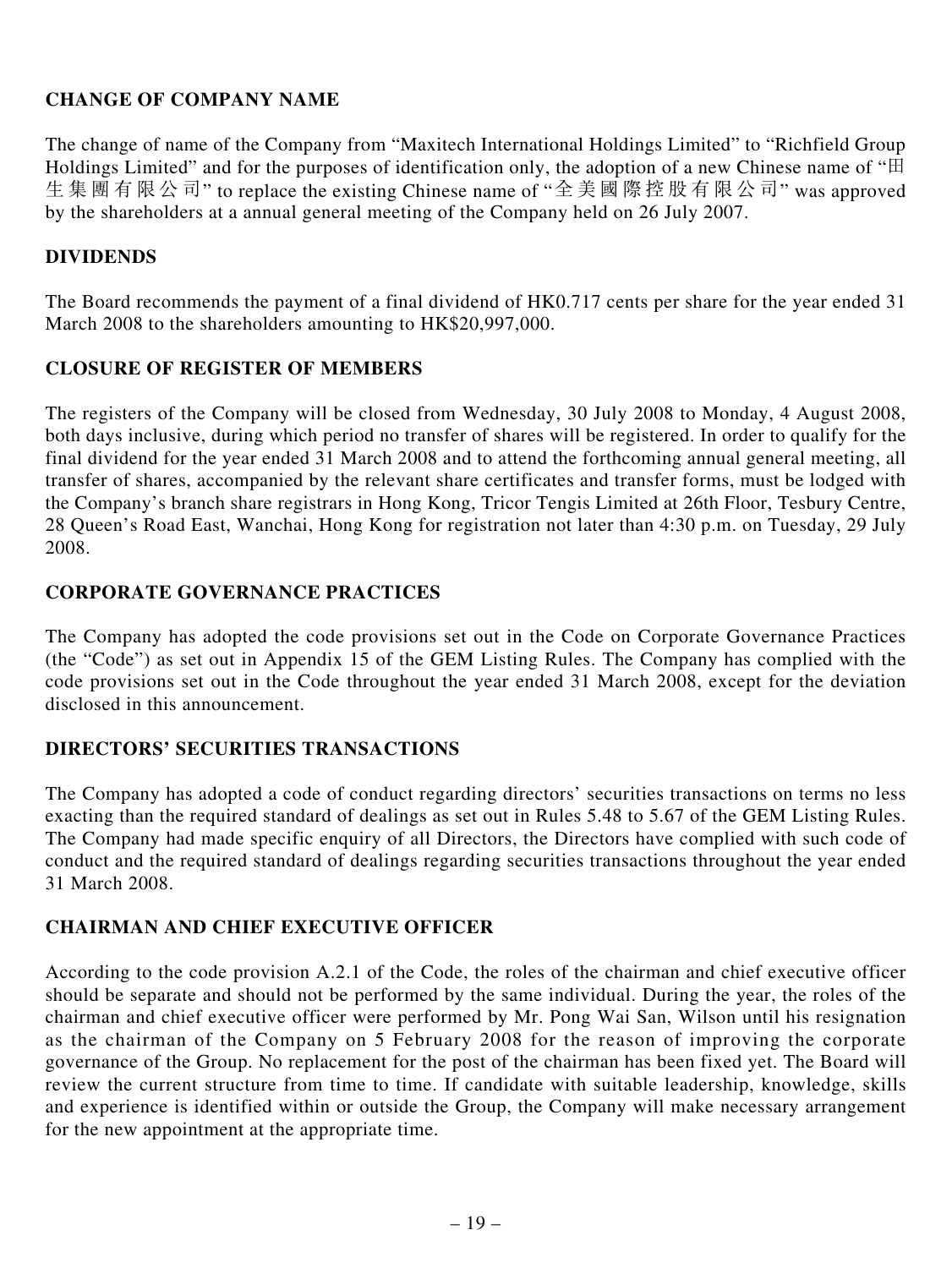## CHANGE OF COMPANY NAME

The change of name of the Company from "Maxitech International Holdings Limited" to "Richfield Group Holdings Limited" and for the purposes of identification only, the adoption of a new Chinese name of "田生集團有限公司" to replace the existing Chinese name of "全美國際控股有限公司" was approved by the shareholders at a annual general meeting of the Company held on 26 July 2007.

## DIVIDENDS

The Board recommends the payment of a final dividend of HK0.717 cents per share for the year ended 31 March 2008 to the shareholders amounting to HK$20,997,000.

## CLOSURE OF REGISTER OF MEMBERS

The registers of the Company will be closed from Wednesday, 30 July 2008 to Monday, 4 August 2008, both days inclusive, during which period no transfer of shares will be registered. In order to qualify for the final dividend for the year ended 31 March 2008 and to attend the forthcoming annual general meeting, all transfer of shares, accompanied by the relevant share certificates and transfer forms, must be lodged with the Company's branch share registrars in Hong Kong, Tricor Tengis Limited at 26th Floor, Tesbury Centre, 28 Queen's Road East, Wanchai, Hong Kong for registration not later than 4:30 p.m. on Tuesday, 29 July 2008.

## CORPORATE GOVERNANCE PRACTICES

The Company has adopted the code provisions set out in the Code on Corporate Governance Practices (the "Code") as set out in Appendix 15 of the GEM Listing Rules. The Company has complied with the code provisions set out in the Code throughout the year ended 31 March 2008, except for the deviation disclosed in this announcement.

## DIRECTORS' SECURITIES TRANSACTIONS

The Company has adopted a code of conduct regarding directors' securities transactions on terms no less exacting than the required standard of dealings as set out in Rules 5.48 to 5.67 of the GEM Listing Rules. The Company had made specific enquiry of all Directors, the Directors have complied with such code of conduct and the required standard of dealings regarding securities transactions throughout the year ended 31 March 2008.

## CHAIRMAN AND CHIEF EXECUTIVE OFFICER

According to the code provision A.2.1 of the Code, the roles of the chairman and chief executive officer should be separate and should not be performed by the same individual. During the year, the roles of the chairman and chief executive officer were performed by Mr. Pong Wai San, Wilson until his resignation as the chairman of the Company on 5 February 2008 for the reason of improving the corporate governance of the Group. No replacement for the post of the chairman has been fixed yet. The Board will review the current structure from time to time. If candidate with suitable leadership, knowledge, skills and experience is identified within or outside the Group, the Company will make necessary arrangement for the new appointment at the appropriate time.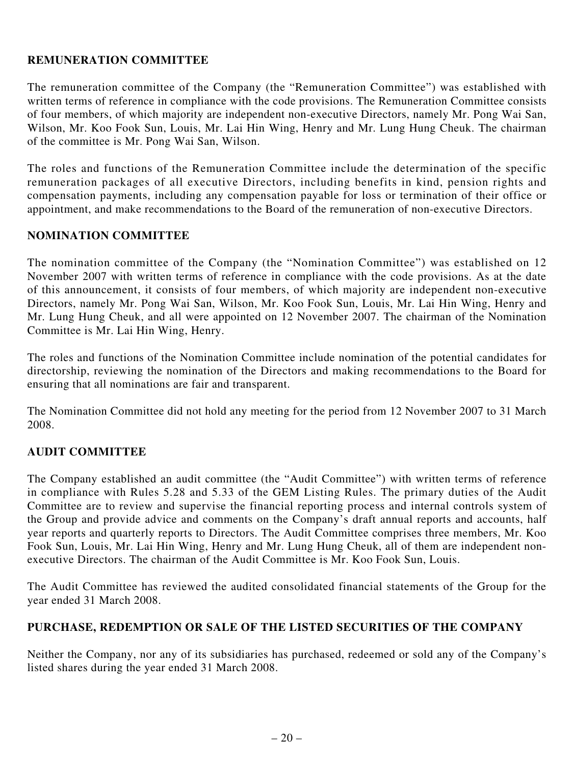## REMUNERATION COMMITTEE

The remuneration committee of the Company (the "Remuneration Committee") was established with written terms of reference in compliance with the code provisions. The Remuneration Committee consists of four members, of which majority are independent non-executive Directors, namely Mr. Pong Wai San, Wilson, Mr. Koo Fook Sun, Louis, Mr. Lai Hin Wing, Henry and Mr. Lung Hung Cheuk. The chairman of the committee is Mr. Pong Wai San, Wilson.

The roles and functions of the Remuneration Committee include the determination of the specific remuneration packages of all executive Directors, including benefits in kind, pension rights and compensation payments, including any compensation payable for loss or termination of their office or appointment, and make recommendations to the Board of the remuneration of non-executive Directors.

## NOMINATION COMMITTEE

The nomination committee of the Company (the "Nomination Committee") was established on 12 November 2007 with written terms of reference in compliance with the code provisions. As at the date of this announcement, it consists of four members, of which majority are independent non-executive Directors, namely Mr. Pong Wai San, Wilson, Mr. Koo Fook Sun, Louis, Mr. Lai Hin Wing, Henry and Mr. Lung Hung Cheuk, and all were appointed on 12 November 2007. The chairman of the Nomination Committee is Mr. Lai Hin Wing, Henry.

The roles and functions of the Nomination Committee include nomination of the potential candidates for directorship, reviewing the nomination of the Directors and making recommendations to the Board for ensuring that all nominations are fair and transparent.

The Nomination Committee did not hold any meeting for the period from 12 November 2007 to 31 March 2008.

## AUDIT COMMITTEE

The Company established an audit committee (the "Audit Committee") with written terms of reference in compliance with Rules 5.28 and 5.33 of the GEM Listing Rules. The primary duties of the Audit Committee are to review and supervise the financial reporting process and internal controls system of the Group and provide advice and comments on the Company's draft annual reports and accounts, half year reports and quarterly reports to Directors. The Audit Committee comprises three members, Mr. Koo Fook Sun, Louis, Mr. Lai Hin Wing, Henry and Mr. Lung Hung Cheuk, all of them are independent non-executive Directors. The chairman of the Audit Committee is Mr. Koo Fook Sun, Louis.

The Audit Committee has reviewed the audited consolidated financial statements of the Group for the year ended 31 March 2008.

## PURCHASE, REDEMPTION OR SALE OF THE LISTED SECURITIES OF THE COMPANY

Neither the Company, nor any of its subsidiaries has purchased, redeemed or sold any of the Company's listed shares during the year ended 31 March 2008.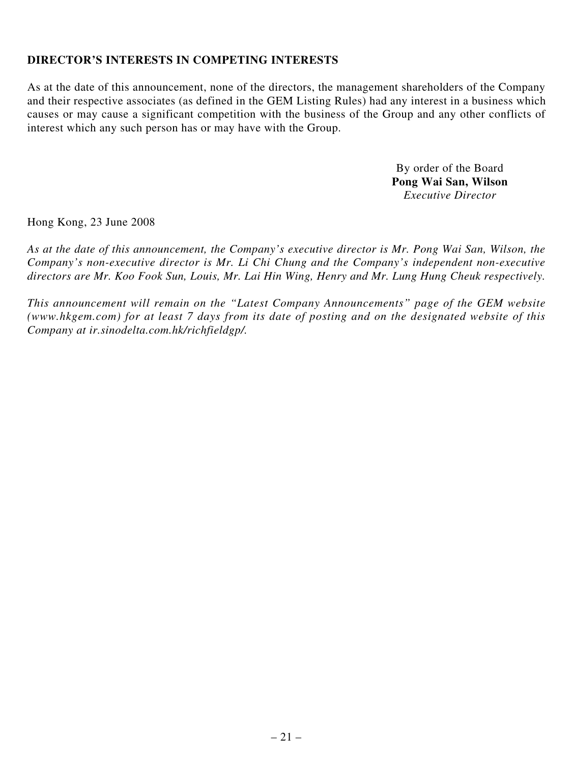**DIRECTOR'S INTERESTS IN COMPETING INTERESTS**

As at the date of this announcement, none of the directors, the management shareholders of the Company and their respective associates (as defined in the GEM Listing Rules) had any interest in a business which causes or may cause a significant competition with the business of the Group and any other conflicts of interest which any such person has or may have with the Group.

By order of the Board
**Pong Wai San, Wilson**
*Executive Director*

Hong Kong, 23 June 2008

*As at the date of this announcement, the Company's executive director is Mr. Pong Wai San, Wilson, the Company's non-executive director is Mr. Li Chi Chung and the Company's independent non-executive directors are Mr. Koo Fook Sun, Louis, Mr. Lai Hin Wing, Henry and Mr. Lung Hung Cheuk respectively.*

*This announcement will remain on the "Latest Company Announcements" page of the GEM website (www.hkgem.com) for at least 7 days from its date of posting and on the designated website of this Company at ir.sinodelta.com.hk/richfieldgp/.*